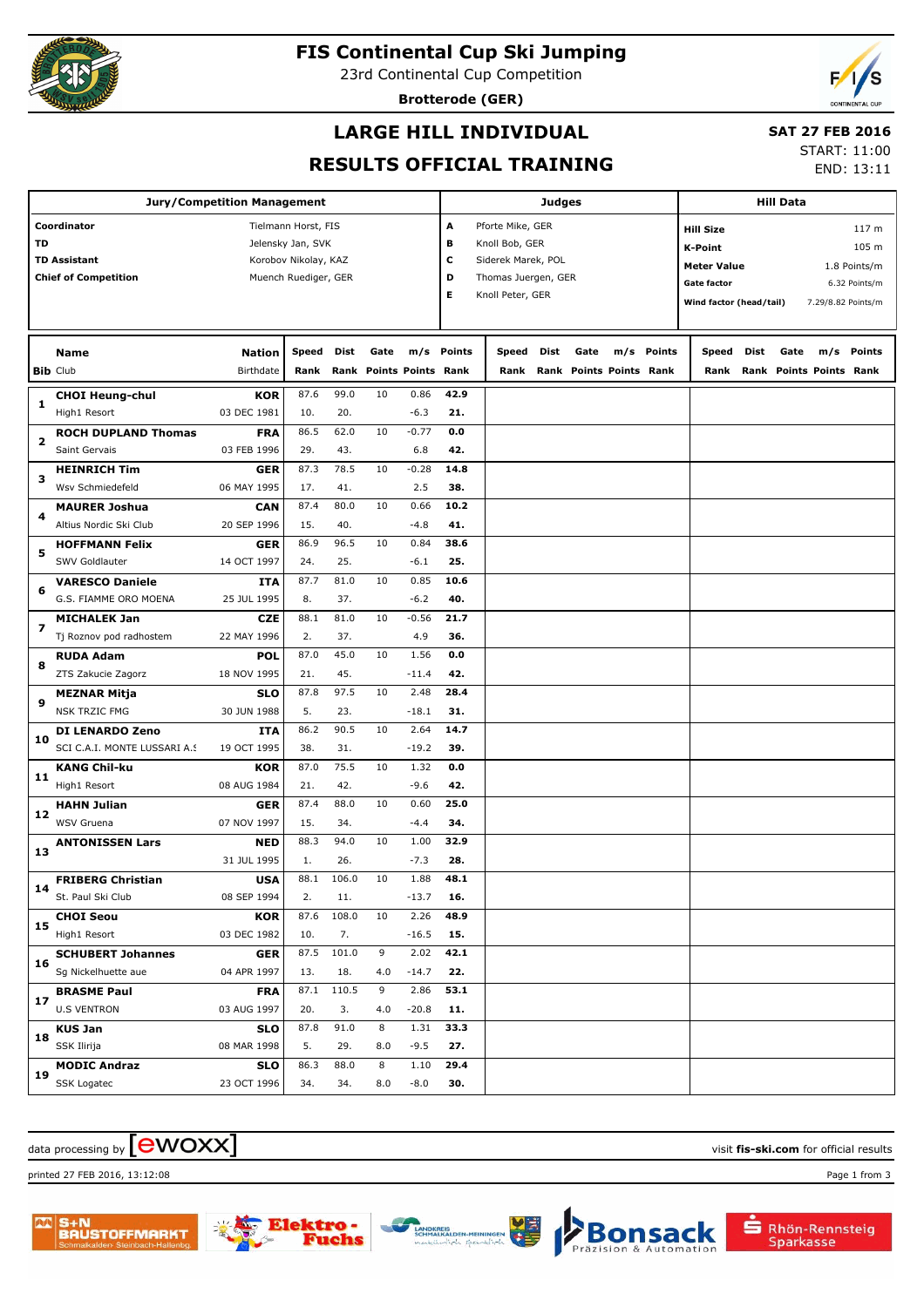# FIS Continental Cup Ski Jumping

23rd Continental Cup Competition

**Brotterode (GER)**

## LARGE HILL INDIVIDUAL

## RESULTS OFFICIAL TRAINING

**SAT 27 FEB 2016**

START: 11:00

END: 13:11

| Jury/Competition Management | |
|---|---|
| **Coordinator** | Tielmann Horst, FIS |
| **TD** | Jelensky Jan, SVK |
| **TD Assistant** | Korobov Nikolay, KAZ |
| **Chief of Competition** | Muench Ruediger, GER |

| Judges | |
|---|---|
| A | Pforte Mike, GER |
| B | Knoll Bob, GER |
| C | Siderek Marek, POL |
| D | Thomas Juergen, GER |
| E | Knoll Peter, GER |

| Hill Data | |
|---|---|
| **Hill Size** | 117 m |
| **K-Point** | 105 m |
| **Meter Value** | 1.8 Points/m |
| **Gate factor** | 6.32 Points/m |
| **Wind factor (head/tail)** | 7.29/8.82 Points/m |

| Bib | Name / Club | Nation / Birthdate | Speed / Rank | Dist / Rank | Gate / Points | m/s / Points | Points / Rank | Speed / Rank | Dist / Rank | Gate / Points | m/s / Points | Points / Rank | Speed / Rank | Dist / Rank | Gate / Points | m/s / Points | Points / Rank |
|---|---|---|---|---|---|---|---|---|---|---|---|---|---|---|---|---|---|
| 1 | **CHOI Heung-chul** | **KOR** | 87.6 | 99.0 | 10 | 0.86 | **42.9** | | | | | | | | | | |
| | High1 Resort | 03 DEC 1981 | 10. | 20. | | -6.3 | **21.** | | | | | | | | | | |
| 2 | **ROCH DUPLAND Thomas** | **FRA** | 86.5 | 62.0 | 10 | -0.77 | **0.0** | | | | | | | | | | |
| | Saint Gervais | 03 FEB 1996 | 29. | 43. | | 6.8 | **42.** | | | | | | | | | | |
| 3 | **HEINRICH Tim** | **GER** | 87.3 | 78.5 | 10 | -0.28 | **14.8** | | | | | | | | | | |
| | Wsv Schmiedefeld | 06 MAY 1995 | 17. | 41. | | 2.5 | **38.** | | | | | | | | | | |
| 4 | **MAURER Joshua** | **CAN** | 87.4 | 80.0 | 10 | 0.66 | **10.2** | | | | | | | | | | |
| | Altius Nordic Ski Club | 20 SEP 1996 | 15. | 40. | | -4.8 | **41.** | | | | | | | | | | |
| 5 | **HOFFMANN Felix** | **GER** | 86.9 | 96.5 | 10 | 0.84 | **38.6** | | | | | | | | | | |
| | SWV Goldlauter | 14 OCT 1997 | 24. | 25. | | -6.1 | **25.** | | | | | | | | | | |
| 6 | **VARESCO Daniele** | **ITA** | 87.7 | 81.0 | 10 | 0.85 | **10.6** | | | | | | | | | | |
| | G.S. FIAMME ORO MOENA | 25 JUL 1995 | 8. | 37. | | -6.2 | **40.** | | | | | | | | | | |
| 7 | **MICHALEK Jan** | **CZE** | 88.1 | 81.0 | 10 | -0.56 | **21.7** | | | | | | | | | | |
| | Tj Roznov pod radhostem | 22 MAY 1996 | 2. | 37. | | 4.9 | **36.** | | | | | | | | | | |
| 8 | **RUDA Adam** | **POL** | 87.0 | 45.0 | 10 | 1.56 | **0.0** | | | | | | | | | | |
| | ZTS Zakucie Zagorz | 18 NOV 1995 | 21. | 45. | | -11.4 | **42.** | | | | | | | | | | |
| 9 | **MEZNAR Mitja** | **SLO** | 87.8 | 97.5 | 10 | 2.48 | **28.4** | | | | | | | | | | |
| | NSK TRZIC FMG | 30 JUN 1988 | 5. | 23. | | -18.1 | **31.** | | | | | | | | | | |
| 10 | **DI LENARDO Zeno** | **ITA** | 86.2 | 90.5 | 10 | 2.64 | **14.7** | | | | | | | | | | |
| | SCI C.A.I. MONTE LUSSARI A.S | 19 OCT 1995 | 38. | 31. | | -19.2 | **39.** | | | | | | | | | | |
| 11 | **KANG Chil-ku** | **KOR** | 87.0 | 75.5 | 10 | 1.32 | **0.0** | | | | | | | | | | |
| | High1 Resort | 08 AUG 1984 | 21. | 42. | | -9.6 | **42.** | | | | | | | | | | |
| 12 | **HAHN Julian** | **GER** | 87.4 | 88.0 | 10 | 0.60 | **25.0** | | | | | | | | | | |
| | WSV Gruena | 07 NOV 1997 | 15. | 34. | | -4.4 | **34.** | | | | | | | | | | |
| 13 | **ANTONISSEN Lars** | **NED** | 88.3 | 94.0 | 10 | 1.00 | **32.9** | | | | | | | | | | |
| | | 31 JUL 1995 | 1. | 26. | | -7.3 | **28.** | | | | | | | | | | |
| 14 | **FRIBERG Christian** | **USA** | 88.1 | 106.0 | 10 | 1.88 | **48.1** | | | | | | | | | | |
| | St. Paul Ski Club | 08 SEP 1994 | 2. | 11. | | -13.7 | **16.** | | | | | | | | | | |
| 15 | **CHOI Seou** | **KOR** | 87.6 | 108.0 | 10 | 2.26 | **48.9** | | | | | | | | | | |
| | High1 Resort | 03 DEC 1982 | 10. | 7. | | -16.5 | **15.** | | | | | | | | | | |
| 16 | **SCHUBERT Johannes** | **GER** | 87.5 | 101.0 | 9 | 2.02 | **42.1** | | | | | | | | | | |
| | Sg Nickelhuette aue | 04 APR 1997 | 13. | 18. | 4.0 | -14.7 | **22.** | | | | | | | | | | |
| 17 | **BRASME Paul** | **FRA** | 87.1 | 110.5 | 9 | 2.86 | **53.1** | | | | | | | | | | |
| | U.S VENTRON | 03 AUG 1997 | 20. | 3. | 4.0 | -20.8 | **11.** | | | | | | | | | | |
| 18 | **KUS Jan** | **SLO** | 87.8 | 91.0 | 8 | 1.31 | **33.3** | | | | | | | | | | |
| | SSK Ilirija | 08 MAR 1998 | 5. | 29. | 8.0 | -9.5 | **27.** | | | | | | | | | | |
| 19 | **MODIC Andraz** | **SLO** | 86.3 | 88.0 | 8 | 1.10 | **29.4** | | | | | | | | | | |
| | SSK Logatec | 23 OCT 1996 | 34. | 34. | 8.0 | -8.0 | **30.** | | | | | | | | | | |

data processing by ewoxx — visit **fis-ski.com** for official results

printed 27 FEB 2016, 13:12:08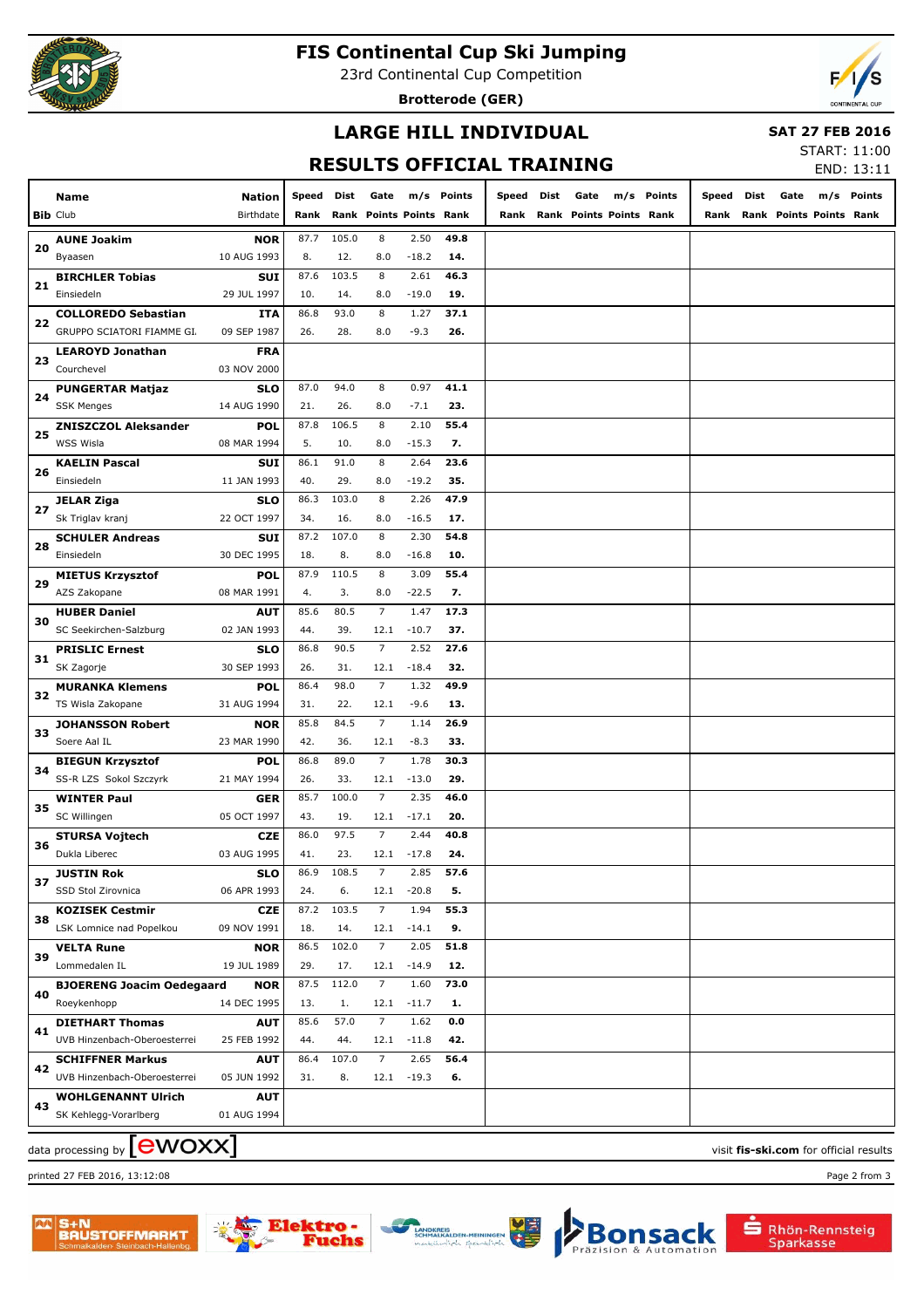# FIS Continental Cup Ski Jumping

23rd Continental Cup Competition

**Brotterode (GER)**

## LARGE HILL INDIVIDUAL

## RESULTS OFFICIAL TRAINING

**SAT 27 FEB 2016**

START: 11:00
END: 13:11

| Bib | Name / Club | Nation / Birthdate | Speed / Rank | Dist / Rank | Gate / Points | m/s / Points | Points / Rank | Speed / Rank | Dist / Rank | Gate / Points | m/s / Points | Points / Rank | Speed / Rank | Dist / Rank | Gate / Points | m/s / Points | Points / Rank |
|---|---|---|---|---|---|---|---|---|---|---|---|---|---|---|---|---|---|
| 20 | **AUNE Joakim** | **NOR** | 87.7 | 105.0 | 8 | 2.50 | **49.8** | | | | | | | | | | |
| | Byaasen | 10 AUG 1993 | 8. | 12. | 8.0 | -18.2 | **14.** | | | | | | | | | | |
| 21 | **BIRCHLER Tobias** | **SUI** | 87.6 | 103.5 | 8 | 2.61 | **46.3** | | | | | | | | | | |
| | Einsiedeln | 29 JUL 1997 | 10. | 14. | 8.0 | -19.0 | **19.** | | | | | | | | | | |
| 22 | **COLLOREDO Sebastian** | **ITA** | 86.8 | 93.0 | 8 | 1.27 | **37.1** | | | | | | | | | | |
| | GRUPPO SCIATORI FIAMME GI. | 09 SEP 1987 | 26. | 28. | 8.0 | -9.3 | **26.** | | | | | | | | | | |
| 23 | **LEAROYD Jonathan** | **FRA** | | | | | | | | | | | | | | | |
| | Courchevel | 03 NOV 2000 | | | | | | | | | | | | | | | |
| 24 | **PUNGERTAR Matjaz** | **SLO** | 87.0 | 94.0 | 8 | 0.97 | **41.1** | | | | | | | | | | |
| | SSK Menges | 14 AUG 1990 | 21. | 26. | 8.0 | -7.1 | **23.** | | | | | | | | | | |
| 25 | **ZNISZCZOL Aleksander** | **POL** | 87.8 | 106.5 | 8 | 2.10 | **55.4** | | | | | | | | | | |
| | WSS Wisla | 08 MAR 1994 | 5. | 10. | 8.0 | -15.3 | **7.** | | | | | | | | | | |
| 26 | **KAELIN Pascal** | **SUI** | 86.1 | 91.0 | 8 | 2.64 | **23.6** | | | | | | | | | | |
| | Einsiedeln | 11 JAN 1993 | 40. | 29. | 8.0 | -19.2 | **35.** | | | | | | | | | | |
| 27 | **JELAR Ziga** | **SLO** | 86.3 | 103.0 | 8 | 2.26 | **47.9** | | | | | | | | | | |
| | Sk Triglav kranj | 22 OCT 1997 | 34. | 16. | 8.0 | -16.5 | **17.** | | | | | | | | | | |
| 28 | **SCHULER Andreas** | **SUI** | 87.2 | 107.0 | 8 | 2.30 | **54.8** | | | | | | | | | | |
| | Einsiedeln | 30 DEC 1995 | 18. | 8. | 8.0 | -16.8 | **10.** | | | | | | | | | | |
| 29 | **MIETUS Krzysztof** | **POL** | 87.9 | 110.5 | 8 | 3.09 | **55.4** | | | | | | | | | | |
| | AZS Zakopane | 08 MAR 1991 | 4. | 3. | 8.0 | -22.5 | **7.** | | | | | | | | | | |
| 30 | **HUBER Daniel** | **AUT** | 85.6 | 80.5 | 7 | 1.47 | **17.3** | | | | | | | | | | |
| | SC Seekirchen-Salzburg | 02 JAN 1993 | 44. | 39. | 12.1 | -10.7 | **37.** | | | | | | | | | | |
| 31 | **PRISLIC Ernest** | **SLO** | 86.8 | 90.5 | 7 | 2.52 | **27.6** | | | | | | | | | | |
| | SK Zagorje | 30 SEP 1993 | 26. | 31. | 12.1 | -18.4 | **32.** | | | | | | | | | | |
| 32 | **MURANKA Klemens** | **POL** | 86.4 | 98.0 | 7 | 1.32 | **49.9** | | | | | | | | | | |
| | TS Wisla Zakopane | 31 AUG 1994 | 31. | 22. | 12.1 | -9.6 | **13.** | | | | | | | | | | |
| 33 | **JOHANSSON Robert** | **NOR** | 85.8 | 84.5 | 7 | 1.14 | **26.9** | | | | | | | | | | |
| | Soere Aal IL | 23 MAR 1990 | 42. | 36. | 12.1 | -8.3 | **33.** | | | | | | | | | | |
| 34 | **BIEGUN Krzysztof** | **POL** | 86.8 | 89.0 | 7 | 1.78 | **30.3** | | | | | | | | | | |
| | SS-R LZS Sokol Szczyrk | 21 MAY 1994 | 26. | 33. | 12.1 | -13.0 | **29.** | | | | | | | | | | |
| 35 | **WINTER Paul** | **GER** | 85.7 | 100.0 | 7 | 2.35 | **46.0** | | | | | | | | | | |
| | SC Willingen | 05 OCT 1997 | 43. | 19. | 12.1 | -17.1 | **20.** | | | | | | | | | | |
| 36 | **STURSA Vojtech** | **CZE** | 86.0 | 97.5 | 7 | 2.44 | **40.8** | | | | | | | | | | |
| | Dukla Liberec | 03 AUG 1995 | 41. | 23. | 12.1 | -17.8 | **24.** | | | | | | | | | | |
| 37 | **JUSTIN Rok** | **SLO** | 86.9 | 108.5 | 7 | 2.85 | **57.6** | | | | | | | | | | |
| | SSD Stol Zirovnica | 06 APR 1993 | 24. | 6. | 12.1 | -20.8 | **5.** | | | | | | | | | | |
| 38 | **KOZISEK Cestmir** | **CZE** | 87.2 | 103.5 | 7 | 1.94 | **55.3** | | | | | | | | | | |
| | LSK Lomnice nad Popelkou | 09 NOV 1991 | 18. | 14. | 12.1 | -14.1 | **9.** | | | | | | | | | | |
| 39 | **VELTA Rune** | **NOR** | 86.5 | 102.0 | 7 | 2.05 | **51.8** | | | | | | | | | | |
| | Lommedalen IL | 19 JUL 1989 | 29. | 17. | 12.1 | -14.9 | **12.** | | | | | | | | | | |
| 40 | **BJOERENG Joacim Oedegaard** | **NOR** | 87.5 | 112.0 | 7 | 1.60 | **73.0** | | | | | | | | | | |
| | Roeykenhopp | 14 DEC 1995 | 13. | 1. | 12.1 | -11.7 | **1.** | | | | | | | | | | |
| 41 | **DIETHART Thomas** | **AUT** | 85.6 | 57.0 | 7 | 1.62 | **0.0** | | | | | | | | | | |
| | UVB Hinzenbach-Oberoesterreich | 25 FEB 1992 | 44. | 44. | 12.1 | -11.8 | **42.** | | | | | | | | | | |
| 42 | **SCHIFFNER Markus** | **AUT** | 86.4 | 107.0 | 7 | 2.65 | **56.4** | | | | | | | | | | |
| | UVB Hinzenbach-Oberoesterreich | 05 JUN 1992 | 31. | 8. | 12.1 | -19.3 | **6.** | | | | | | | | | | |
| 43 | **WOHLGENANNT Ulrich** | **AUT** | | | | | | | | | | | | | | | |
| | SK Kehlegg-Vorarlberg | 01 AUG 1994 | | | | | | | | | | | | | | | |

data processing by ewoxx — visit **fis-ski.com** for official results

printed 27 FEB 2016, 13:12:08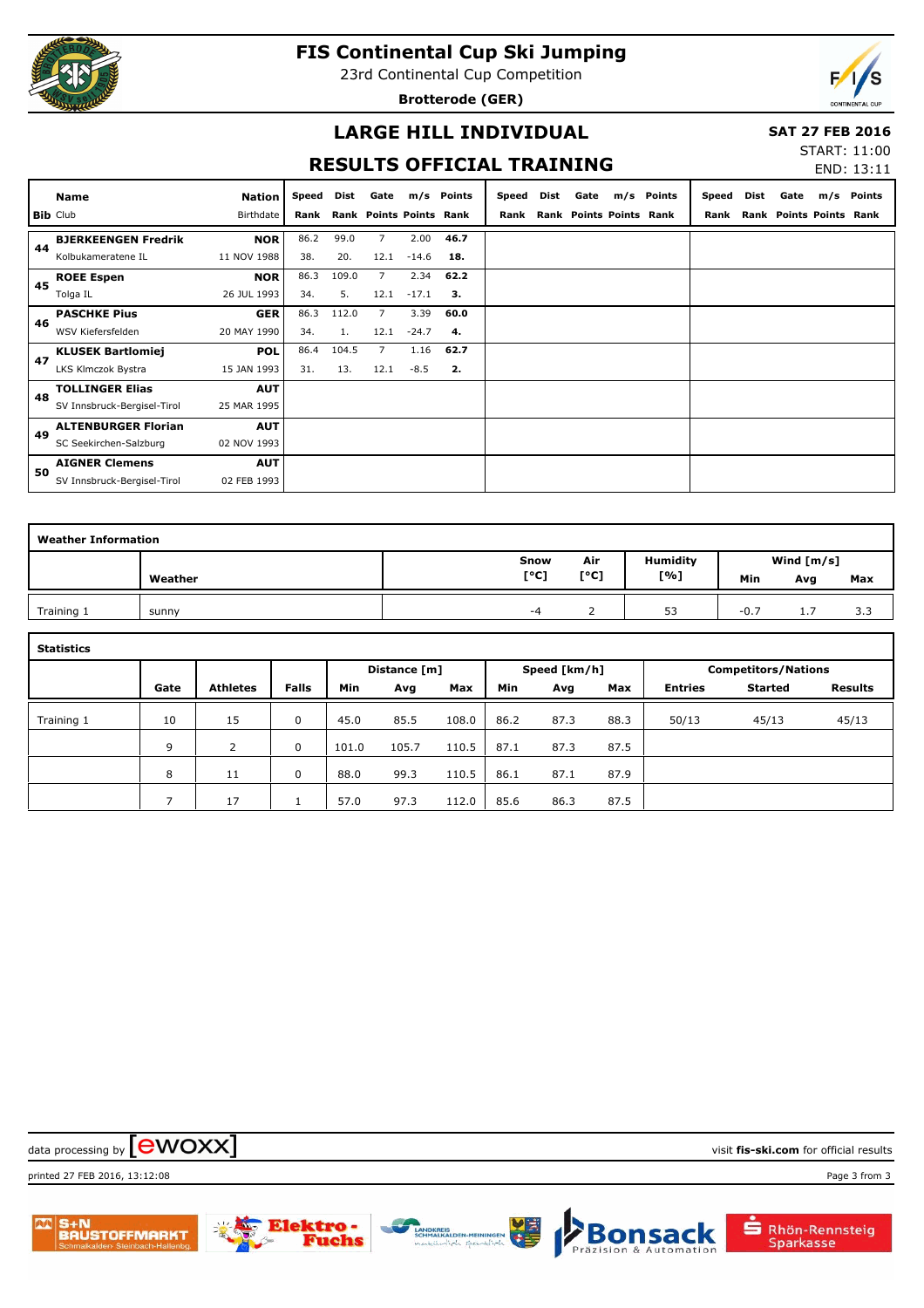# FIS Continental Cup Ski Jumping

23rd Continental Cup Competition

**Brotterode (GER)**

## LARGE HILL INDIVIDUAL

## RESULTS OFFICIAL TRAINING

**SAT 27 FEB 2016**

START: 11:00

END: 13:11

| Bib | Name / Club | Nation / Birthdate | Speed / Rank | Dist / Rank | Gate / Points | m/s / Points | Points / Rank | Speed / Rank | Dist / Rank | Gate / Points | m/s / Points | Points / Rank | Speed / Rank | Dist / Rank | Gate / Points | m/s / Points | Points / Rank |
|---|---|---|---|---|---|---|---|---|---|---|---|---|---|---|---|---|---|
| 44 | **BJERKEENGEN Fredrik** Kolbukameratene IL | **NOR** 11 NOV 1988 | 86.2 / 38. | 99.0 / 20. | 7 / 12.1 | 2.00 / -14.6 | **46.7** / **18.** | | | | | | | | | | |
| 45 | **ROEE Espen** Tolga IL | **NOR** 26 JUL 1993 | 86.3 / 34. | 109.0 / 5. | 7 / 12.1 | 2.34 / -17.1 | **62.2** / **3.** | | | | | | | | | | |
| 46 | **PASCHKE Pius** WSV Kiefersfelden | **GER** 20 MAY 1990 | 86.3 / 34. | 112.0 / 1. | 7 / 12.1 | 3.39 / -24.7 | **60.0** / **4.** | | | | | | | | | | |
| 47 | **KLUSEK Bartlomiej** LKS Klmczok Bystra | **POL** 15 JAN 1993 | 86.4 / 31. | 104.5 / 13. | 7 / 12.1 | 1.16 / -8.5 | **62.7** / **2.** | | | | | | | | | | |
| 48 | **TOLLINGER Elias** SV Innsbruck-Bergisel-Tirol | **AUT** 25 MAR 1995 | | | | | | | | | | | | | | | |
| 49 | **ALTENBURGER Florian** SC Seekirchen-Salzburg | **AUT** 02 NOV 1993 | | | | | | | | | | | | | | | |
| 50 | **AIGNER Clemens** SV Innsbruck-Bergisel-Tirol | **AUT** 02 FEB 1993 | | | | | | | | | | | | | | | |

**Weather Information**

| | Weather | Snow [°C] | Air [°C] | Humidity [%] | Wind [m/s] Min | Avg | Max |
|---|---|---|---|---|---|---|---|
| Training 1 | sunny | -4 | 2 | 53 | -0.7 | 1.7 | 3.3 |

**Statistics**

| | Gate | Athletes | Falls | Distance [m] Min | Avg | Max | Speed [km/h] Min | Avg | Max | Competitors/Nations Entries | Started | Results |
|---|---|---|---|---|---|---|---|---|---|---|---|---|
| Training 1 | 10 | 15 | 0 | 45.0 | 85.5 | 108.0 | 86.2 | 87.3 | 88.3 | 50/13 | 45/13 | 45/13 |
| | 9 | 2 | 0 | 101.0 | 105.7 | 110.5 | 87.1 | 87.3 | 87.5 | | | |
| | 8 | 11 | 0 | 88.0 | 99.3 | 110.5 | 86.1 | 87.1 | 87.9 | | | |
| | 7 | 17 | 1 | 57.0 | 97.3 | 112.0 | 85.6 | 86.3 | 87.5 | | | |

data processing by ewoxx

visit **fis-ski.com** for official results

printed 27 FEB 2016, 13:12:08